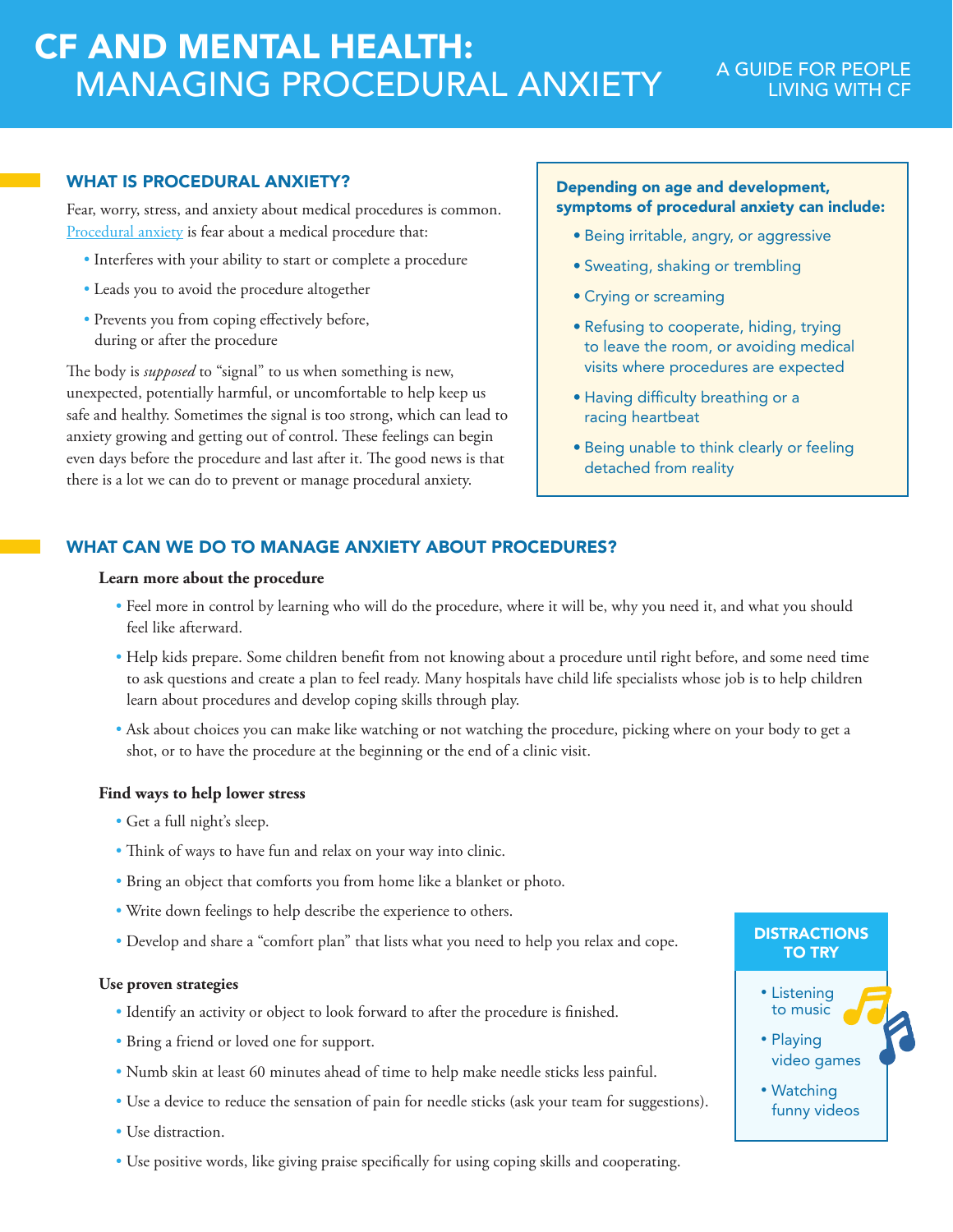# CF AND MENTAL HEALTH: MANAGING PROCEDURAL ANXIETY

A GUIDE FOR PEOPLE LIVING WITH CF

## WHAT IS PROCEDURAL ANXIETY?

Fear, worry, stress, and anxiety about medical procedures is common. Procedural anxiety is fear about a medical procedure that:

- Interferes with your ability to start or complete a procedure
- Leads you to avoid the procedure altogether
- Prevents you from coping effectively before, during or after the procedure

The body is *supposed* to "signal" to us when something is new, unexpected, potentially harmful, or uncomfortable to help keep us safe and healthy. Sometimes the signal is too strong, which can lead to anxiety growing and getting out of control. These feelings can begin even days before the procedure and last after it. The good news is that there is a lot we can do to prevent or manage procedural anxiety.

**Depending on age and development, symptoms of procedural anxiety can include:**

- Being irritable, angry, or aggressive
- Sweating, shaking or trembling
- Crying or screaming
- Refusing to cooperate, hiding, trying to leave the room, or avoiding medical visits where procedures are expected
- Having difficulty breathing or a racing heartbeat
- Being unable to think clearly or feeling detached from reality

## WHAT CAN WE DO TO MANAGE ANXIETY ABOUT PROCEDURES?

### Learn more about the procedure

- Feel more in control by learning who will do the procedure, where it will be, why you need it, and what you should feel like afterward.
- Help kids prepare. Some children benefit from not knowing about a procedure until right before, and some need time to ask questions and create a plan to feel ready. Many hospitals have child life specialists whose job is to help children learn about procedures and develop coping skills through play.
- Ask about choices you can make like watching or not watching the procedure, picking where on your body to get a shot, or to have the procedure at the beginning or the end of a clinic visit.

### Find ways to help lower stress

- Get a full night's sleep.
- Think of ways to have fun and relax on your way into clinic.
- Bring an object that comforts you from home like a blanket or photo.
- Write down feelings to help describe the experience to others.
- Develop and share a "comfort plan" that lists what you need to help you relax and cope.

### Use proven strategies

- Identify an activity or object to look forward to after the procedure is finished.
- Bring a friend or loved one for support.
- Numb skin at least 60 minutes ahead of time to help make needle sticks less painful.
- Use a device to reduce the sensation of pain for needle sticks (ask your team for suggestions).
- Use distraction.
- Use positive words, like giving praise specifically for using coping skills and cooperating.

**DISTRACTIONS TO TRY**

- Listening to music
- Playing video games
- Watching funny videos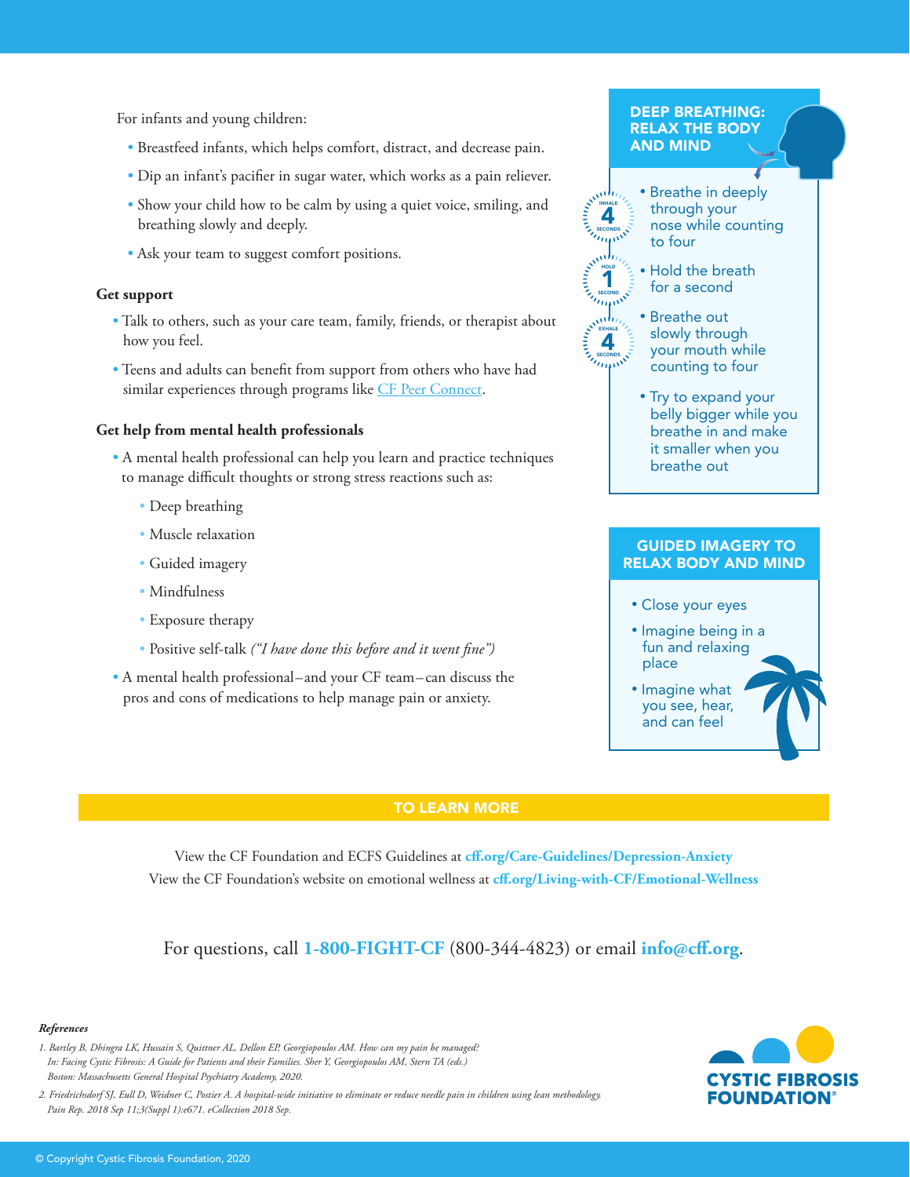For infants and young children:

- Breastfeed infants, which helps comfort, distract, and decrease pain.
- Dip an infant's pacifier in sugar water, which works as a pain reliever.
- Show your child how to be calm by using a quiet voice, smiling, and breathing slowly and deeply.
- Ask your team to suggest comfort positions.

**Get support**

- Talk to others, such as your care team, family, friends, or therapist about how you feel.
- Teens and adults can benefit from support from others who have had similar experiences through programs like CF Peer Connect.

**Get help from mental health professionals**

- A mental health professional can help you learn and practice techniques to manage difficult thoughts or strong stress reactions such as:
  - Deep breathing
  - Muscle relaxation
  - Guided imagery
  - Mindfulness
  - Exposure therapy
  - Positive self-talk *("I have done this before and it went fine")*
- A mental health professional–and your CF team–can discuss the pros and cons of medications to help manage pain or anxiety.

## DEEP BREATHING: RELAX THE BODY AND MIND

INHALE 4 SECONDS
- Breathe in deeply through your nose while counting to four

HOLD 1 SECOND
- Hold the breath for a second

EXHALE 4 SECONDS
- Breathe out slowly through your mouth while counting to four

- Try to expand your belly bigger while you breathe in and make it smaller when you breathe out

## GUIDED IMAGERY TO RELAX BODY AND MIND

- Close your eyes
- Imagine being in a fun and relaxing place
- Imagine what you see, hear, and can feel

## TO LEARN MORE

View the CF Foundation and ECFS Guidelines at **cff.org/Care-Guidelines/Depression-Anxiety**

View the CF Foundation's website on emotional wellness at **cff.org/Living-with-CF/Emotional-Wellness**

For questions, call **1-800-FIGHT-CF** (800-344-4823) or email **info@cff.org**.

***References***

1. *Bartley B, Dhingra LK, Hussain S, Quittner AL, Dellon EP, Georgiopoulos AM. How can my pain be managed? In: Facing Cystic Fibrosis: A Guide for Patients and their Families. Sher Y, Georgiopoulos AM, Stern TA (eds.) Boston: Massachusetts General Hospital Psychiatry Academy, 2020.*
2. *Friedrichsdorf SJ, Eull D, Weidner C, Postier A. A hospital-wide initiative to eliminate or reduce needle pain in children using lean methodology. Pain Rep. 2018 Sep 11;3(Suppl 1):e671. eCollection 2018 Sep.*

CYSTIC FIBROSIS FOUNDATION®

© Copyright Cystic Fibrosis Foundation, 2020